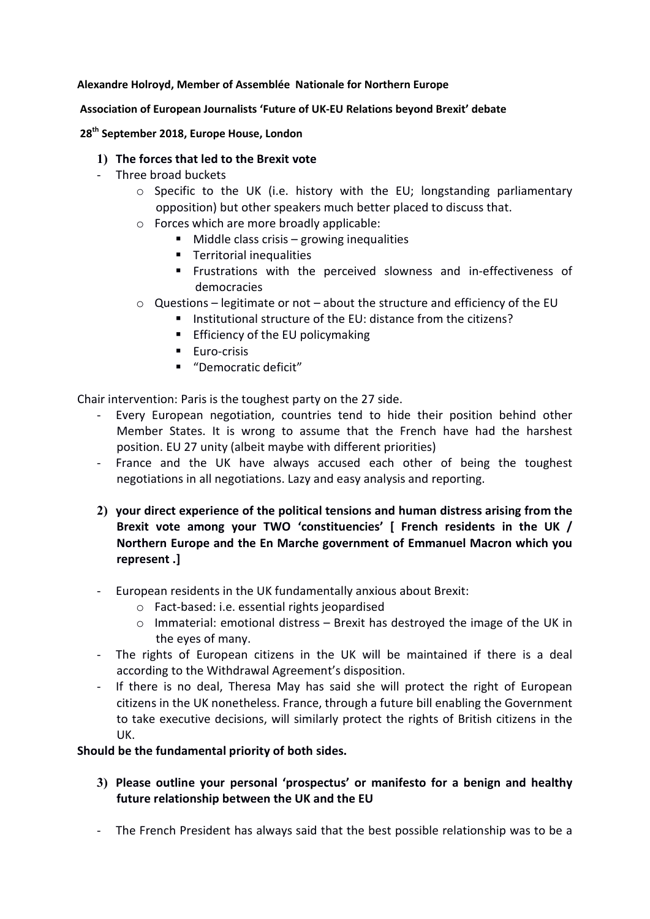**Alexandre Holroyd, Member of Assemblée Nationale for Northern Europe**

**Association of European Journalists 'Future of UK-EU Relations beyond Brexit' debate**

**28th September 2018, Europe House, London**

1) **The forces that led to the Brexit vote**
   - Three broad buckets
     - Specific to the UK (i.e. history with the EU; longstanding parliamentary opposition) but other speakers much better placed to discuss that.
     - Forces which are more broadly applicable:
       - Middle class crisis – growing inequalities
       - Territorial inequalities
       - Frustrations with the perceived slowness and in-effectiveness of democracies
     - Questions – legitimate or not – about the structure and efficiency of the EU
       - Institutional structure of the EU: distance from the citizens?
       - Efficiency of the EU policymaking
       - Euro-crisis
       - "Democratic deficit"

Chair intervention: Paris is the toughest party on the 27 side.

- Every European negotiation, countries tend to hide their position behind other Member States. It is wrong to assume that the French have had the harshest position. EU 27 unity (albeit maybe with different priorities)
- France and the UK have always accused each other of being the toughest negotiations in all negotiations. Lazy and easy analysis and reporting.

2) **your direct experience of the political tensions and human distress arising from the Brexit vote among your TWO 'constituencies' [ French residents in the UK / Northern Europe and the En Marche government of Emmanuel Macron which you represent .]**

   - European residents in the UK fundamentally anxious about Brexit:
     - Fact-based: i.e. essential rights jeopardised
     - Immaterial: emotional distress – Brexit has destroyed the image of the UK in the eyes of many.
   - The rights of European citizens in the UK will be maintained if there is a deal according to the Withdrawal Agreement's disposition.
   - If there is no deal, Theresa May has said she will protect the right of European citizens in the UK nonetheless. France, through a future bill enabling the Government to take executive decisions, will similarly protect the rights of British citizens in the UK.

**Should be the fundamental priority of both sides.**

3) **Please outline your personal 'prospectus' or manifesto for a benign and healthy future relationship between the UK and the EU**

   - The French President has always said that the best possible relationship was to be a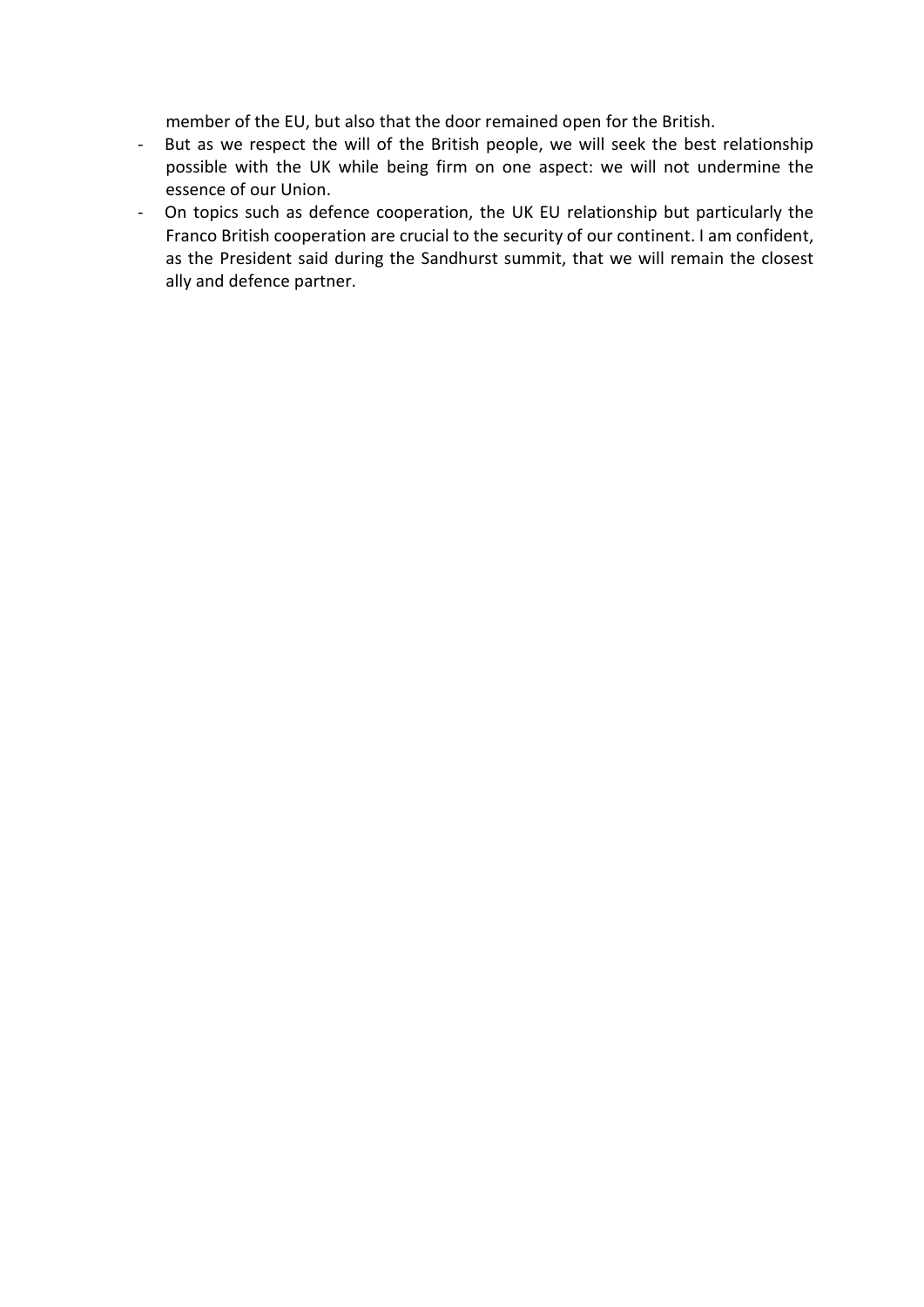member of the EU, but also that the door remained open for the British.

- But as we respect the will of the British people, we will seek the best relationship possible with the UK while being firm on one aspect: we will not undermine the essence of our Union.
- On topics such as defence cooperation, the UK EU relationship but particularly the Franco British cooperation are crucial to the security of our continent. I am confident, as the President said during the Sandhurst summit, that we will remain the closest ally and defence partner.